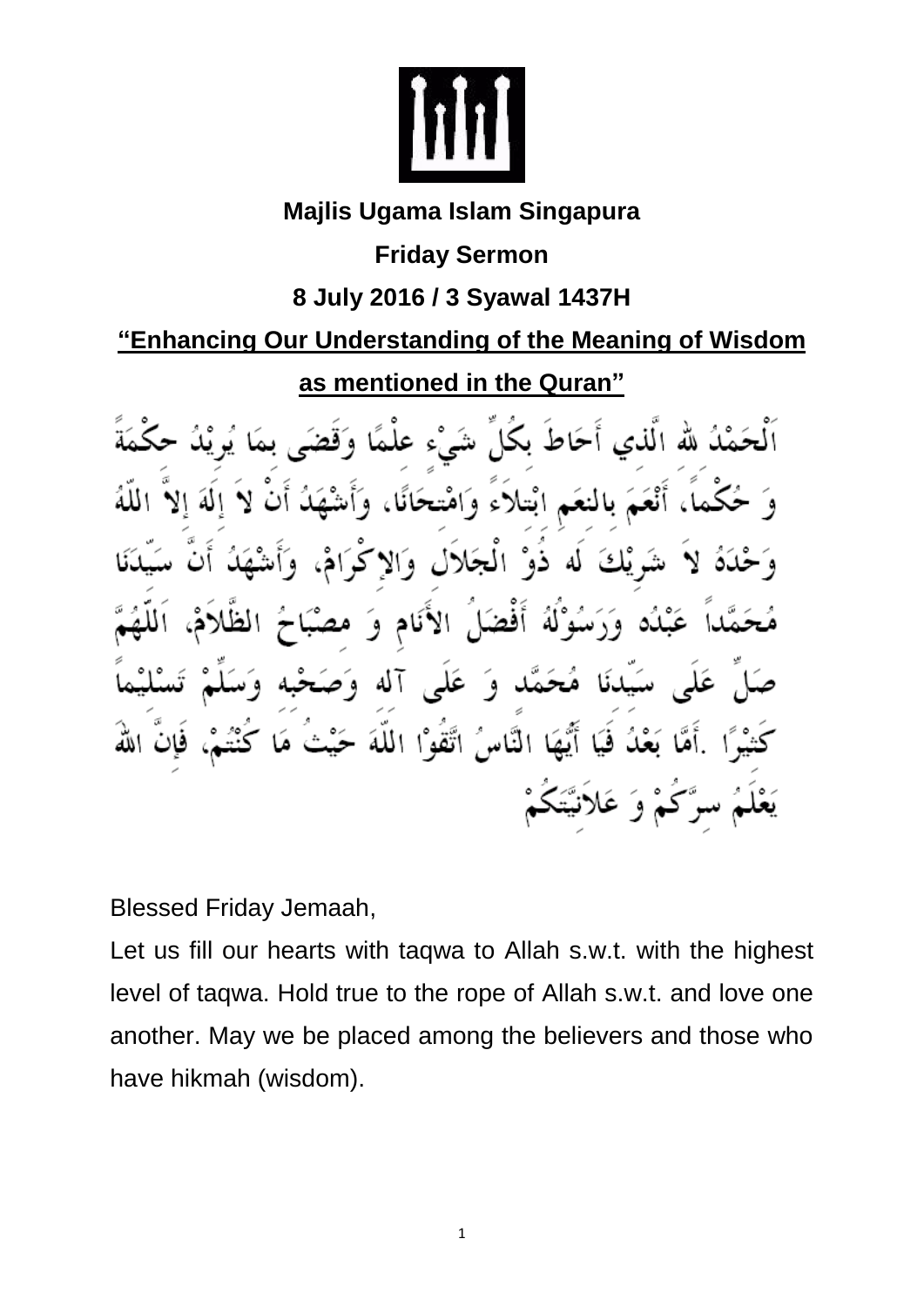**Majlis Ugama Islam Singapura**

**Friday Sermon**

**8 July 2016 / 3 Syawal 1437H**

## "Enhancing Our Understanding of the Meaning of Wisdom as mentioned in the Quran"

اَلْحَمْدُ لله الَّذِي أَحَاطَ بِكُلِّ شَيْءٍ عِلْمًا وَقَضَى بِمَا يُرِيْدُ حِكْمَةً وَ حُكْماً، أَنْعَمَ بِالنِعَمِ ابْتِلاَءً وَامْتِحَانًا، وَأَشْهَدُ أَنْ لاَ إِلَهَ إِلاَّ اللّهُ وَحْدَهُ لاَ شَرِيْكَ لَه ذُوْ الْجَلاَلِ وَالإِكْرَامْ، وَأَشْهَدُ أَنَّ سَيِّدَنَا مُحَمَّداً عَبْدُه وَرَسُوْلُهُ أَفْضَلُ الأَنَامِ وَ مِصْبَاحُ الظَّلاَمْ، اَللَّهُمَّ صَلِّ عَلَى سَيِّدِنَا مُحَمَّدٍ وَ عَلَى آلِه وَصَحْبِه وَسَلِّمْ تَسْلِيْماً كَثِيْرًا .أَمَّا بَعْدُ فَيَا أَيُّهَا النَّاسُ اتَّقُوْا اللّهَ حَيْثُ مَا كُنْتُمْ، فَإِنَّ اللهَ يَعْلَمُ سِرَّكُمْ وَ عَلاَنِيَّتَكُمْ

Blessed Friday Jemaah,

Let us fill our hearts with taqwa to Allah s.w.t. with the highest level of taqwa. Hold true to the rope of Allah s.w.t. and love one another. May we be placed among the believers and those who have hikmah (wisdom).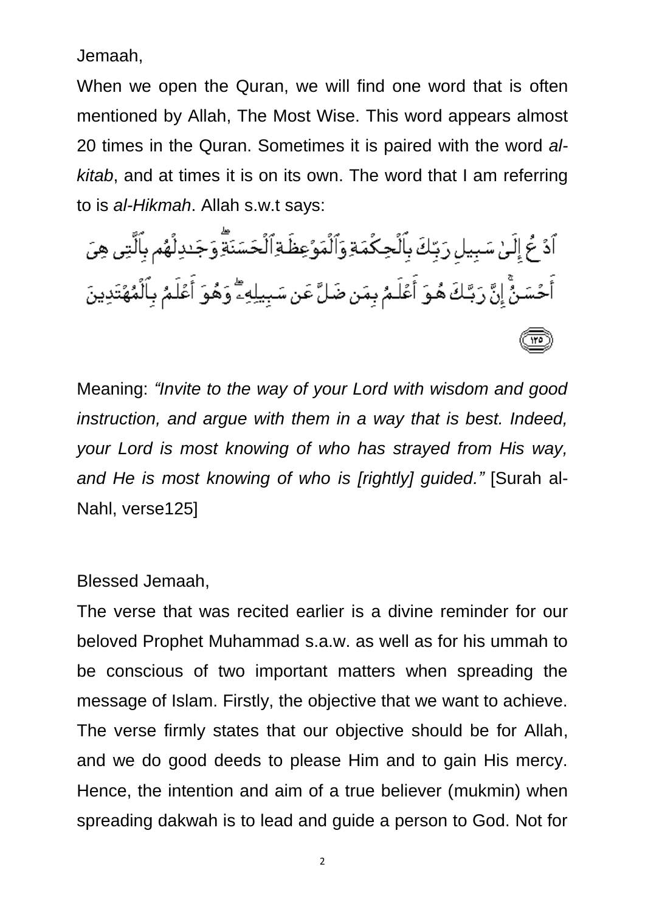Jemaah,

When we open the Quran, we will find one word that is often mentioned by Allah, The Most Wise. This word appears almost 20 times in the Quran. Sometimes it is paired with the word *al-kitab*, and at times it is on its own. The word that I am referring to is *al-Hikmah*. Allah s.w.t says:

ٱدْعُ إِلَىٰ سَبِيلِ رَبِّكَ بِٱلْحِكْمَةِ وَٱلْمَوْعِظَةِ ٱلْحَسَنَةِ ۖ وَجَـٰدِلْهُم بِٱلَّتِى هِىَ أَحْسَنُ ۚ إِنَّ رَبَّكَ هُوَ أَعْلَمُ بِمَن ضَلَّ عَن سَبِيلِهِۦ ۖ وَهُوَ أَعْلَمُ بِٱلْمُهْتَدِينَ ﴿١٢٥﴾

Meaning: *"Invite to the way of your Lord with wisdom and good instruction, and argue with them in a way that is best. Indeed, your Lord is most knowing of who has strayed from His way, and He is most knowing of who is [rightly] guided."* [Surah al-Nahl, verse125]

Blessed Jemaah,

The verse that was recited earlier is a divine reminder for our beloved Prophet Muhammad s.a.w. as well as for his ummah to be conscious of two important matters when spreading the message of Islam. Firstly, the objective that we want to achieve. The verse firmly states that our objective should be for Allah, and we do good deeds to please Him and to gain His mercy. Hence, the intention and aim of a true believer (mukmin) when spreading dakwah is to lead and guide a person to God. Not for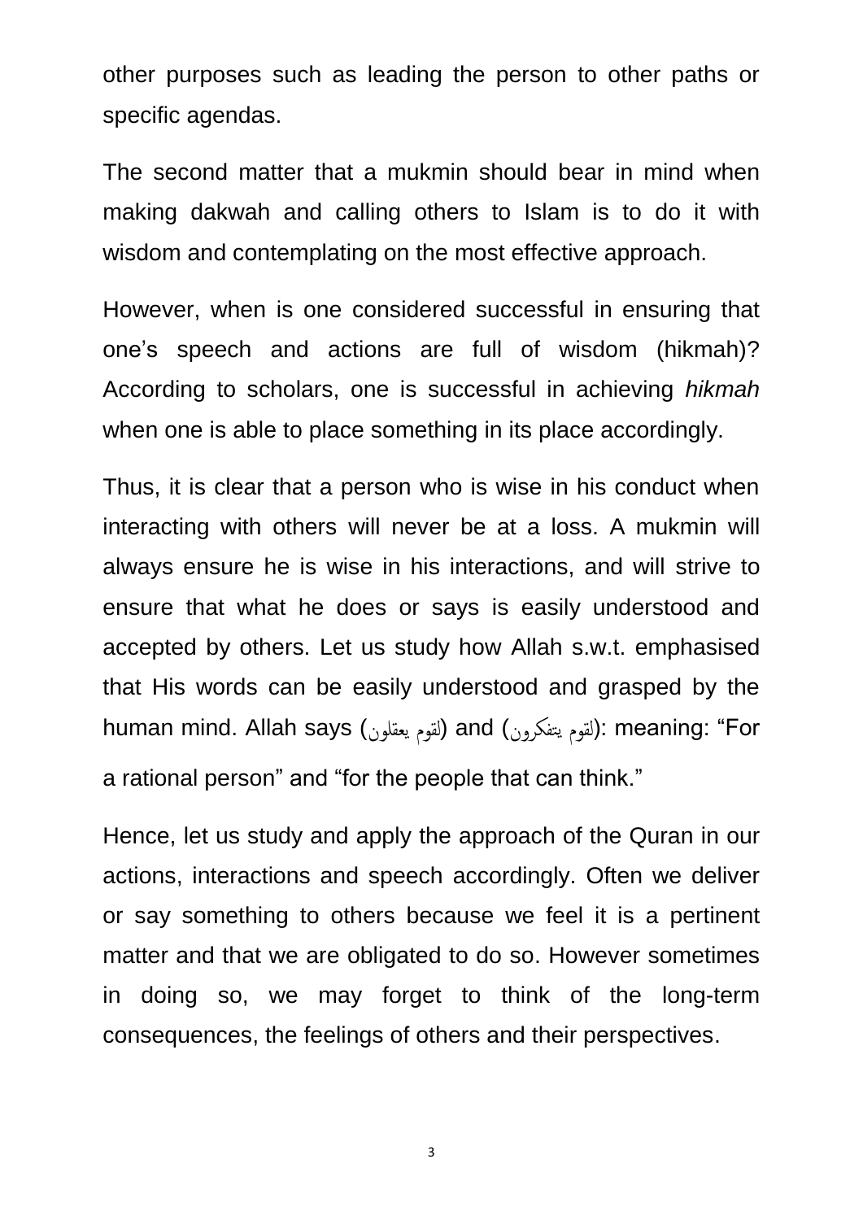other purposes such as leading the person to other paths or specific agendas.

The second matter that a mukmin should bear in mind when making dakwah and calling others to Islam is to do it with wisdom and contemplating on the most effective approach.

However, when is one considered successful in ensuring that one's speech and actions are full of wisdom (hikmah)? According to scholars, one is successful in achieving *hikmah* when one is able to place something in its place accordingly.

Thus, it is clear that a person who is wise in his conduct when interacting with others will never be at a loss. A mukmin will always ensure he is wise in his interactions, and will strive to ensure that what he does or says is easily understood and accepted by others. Let us study how Allah s.w.t. emphasised that His words can be easily understood and grasped by the human mind. Allah says (لقوم يعقلون) and (لقوم يتفكرون): meaning: "For a rational person" and "for the people that can think."

Hence, let us study and apply the approach of the Quran in our actions, interactions and speech accordingly. Often we deliver or say something to others because we feel it is a pertinent matter and that we are obligated to do so. However sometimes in doing so, we may forget to think of the long-term consequences, the feelings of others and their perspectives.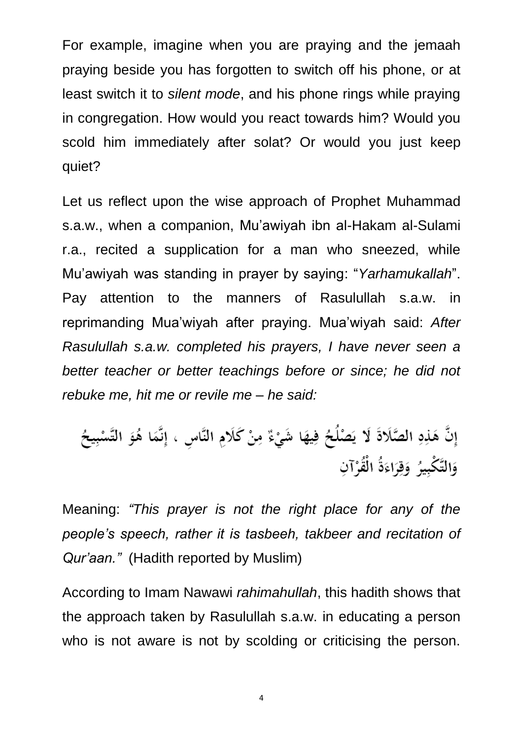For example, imagine when you are praying and the jemaah praying beside you has forgotten to switch off his phone, or at least switch it to *silent mode*, and his phone rings while praying in congregation. How would you react towards him? Would you scold him immediately after solat? Or would you just keep quiet?

Let us reflect upon the wise approach of Prophet Muhammad s.a.w., when a companion, Mu'awiyah ibn al-Hakam al-Sulami r.a., recited a supplication for a man who sneezed, while Mu'awiyah was standing in prayer by saying: "*Yarhamukallah*". Pay attention to the manners of Rasulullah s.a.w. in reprimanding Mua'wiyah after praying. Mua'wiyah said: *After Rasulullah s.a.w. completed his prayers, I have never seen a better teacher or better teachings before or since; he did not rebuke me, hit me or revile me – he said:*

إِنَّ هَذِهِ الصَّلَاةَ لَا يَصْلُحُ فِيهَا شَيْءٌ مِنْ كَلَامِ النَّاسِ ، إِنَّمَا هُوَ التَّسْبِيحُ وَالتَّكْبِيرُ وَقِرَاءَةُ الْقُرْآنِ

Meaning: *"This prayer is not the right place for any of the people's speech, rather it is tasbeeh, takbeer and recitation of Qur'aan."* (Hadith reported by Muslim)

According to Imam Nawawi *rahimahullah*, this hadith shows that the approach taken by Rasulullah s.a.w. in educating a person who is not aware is not by scolding or criticising the person.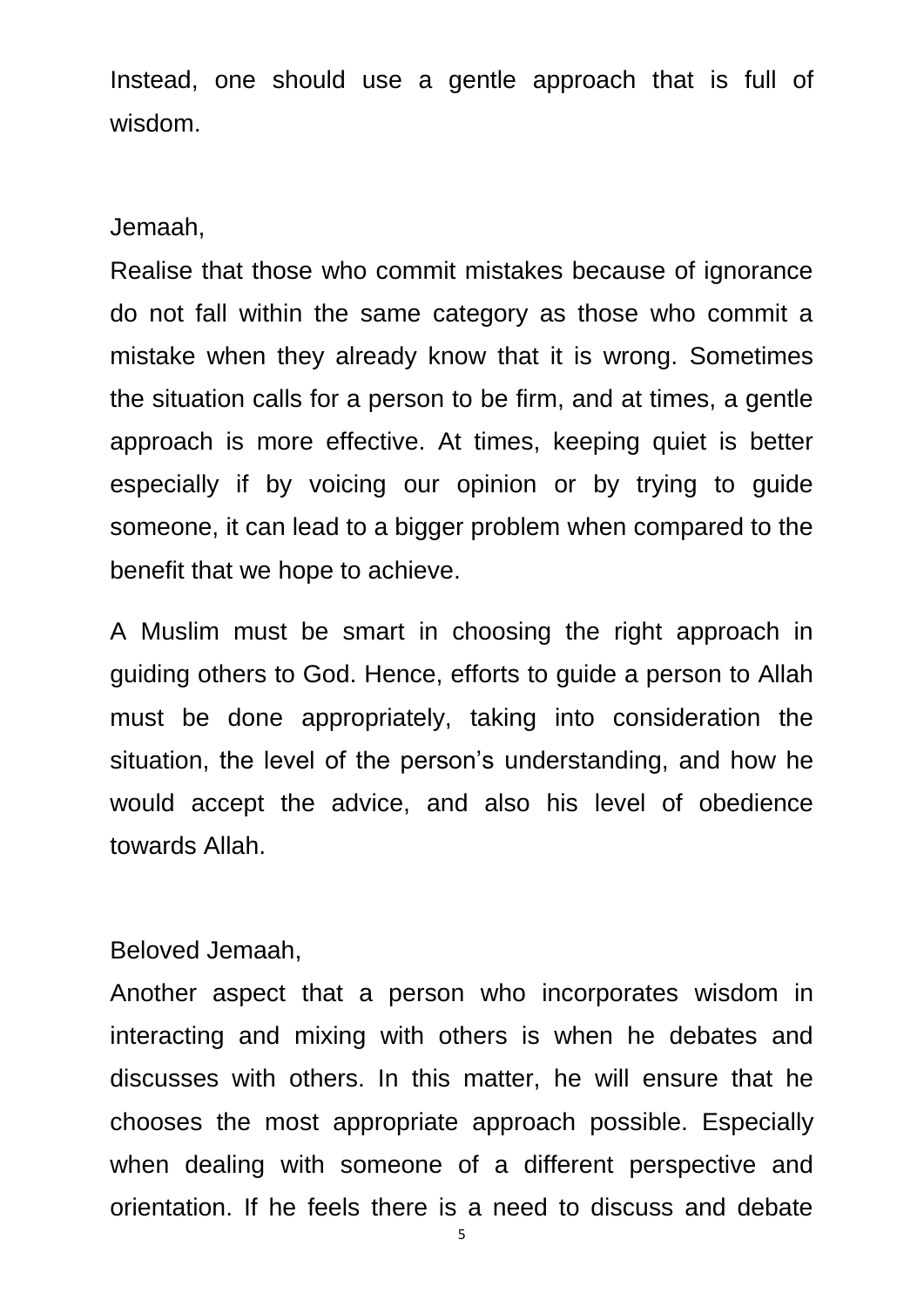Instead, one should use a gentle approach that is full of wisdom.

Jemaah,

Realise that those who commit mistakes because of ignorance do not fall within the same category as those who commit a mistake when they already know that it is wrong. Sometimes the situation calls for a person to be firm, and at times, a gentle approach is more effective. At times, keeping quiet is better especially if by voicing our opinion or by trying to guide someone, it can lead to a bigger problem when compared to the benefit that we hope to achieve.

A Muslim must be smart in choosing the right approach in guiding others to God. Hence, efforts to guide a person to Allah must be done appropriately, taking into consideration the situation, the level of the person's understanding, and how he would accept the advice, and also his level of obedience towards Allah.

Beloved Jemaah,

Another aspect that a person who incorporates wisdom in interacting and mixing with others is when he debates and discusses with others. In this matter, he will ensure that he chooses the most appropriate approach possible. Especially when dealing with someone of a different perspective and orientation. If he feels there is a need to discuss and debate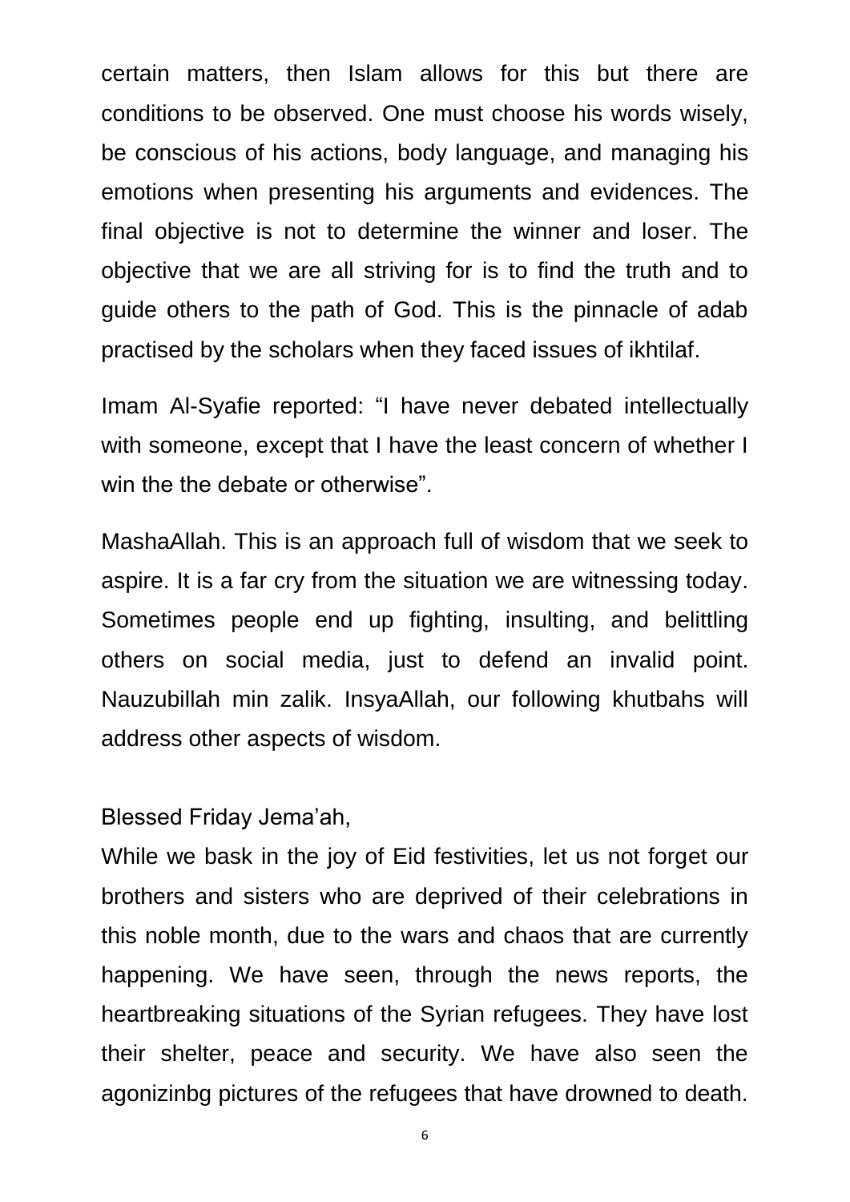certain matters, then Islam allows for this but there are conditions to be observed. One must choose his words wisely, be conscious of his actions, body language, and managing his emotions when presenting his arguments and evidences. The final objective is not to determine the winner and loser. The objective that we are all striving for is to find the truth and to guide others to the path of God. This is the pinnacle of adab practised by the scholars when they faced issues of ikhtilaf.

Imam Al-Syafie reported: "I have never debated intellectually with someone, except that I have the least concern of whether I win the the debate or otherwise".

MashaAllah. This is an approach full of wisdom that we seek to aspire. It is a far cry from the situation we are witnessing today. Sometimes people end up fighting, insulting, and belittling others on social media, just to defend an invalid point. Nauzubillah min zalik. InsyaAllah, our following khutbahs will address other aspects of wisdom.

Blessed Friday Jema'ah,

While we bask in the joy of Eid festivities, let us not forget our brothers and sisters who are deprived of their celebrations in this noble month, due to the wars and chaos that are currently happening. We have seen, through the news reports, the heartbreaking situations of the Syrian refugees. They have lost their shelter, peace and security. We have also seen the agonizinbg pictures of the refugees that have drowned to death.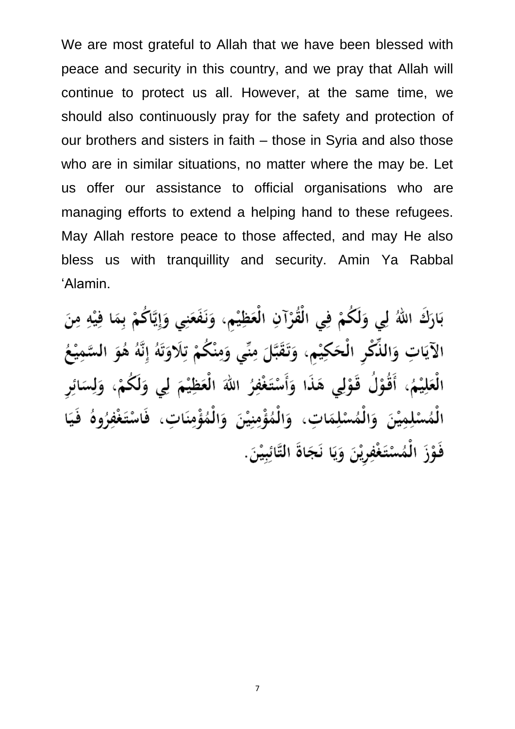We are most grateful to Allah that we have been blessed with peace and security in this country, and we pray that Allah will continue to protect us all. However, at the same time, we should also continuously pray for the safety and protection of our brothers and sisters in faith – those in Syria and also those who are in similar situations, no matter where the may be. Let us offer our assistance to official organisations who are managing efforts to extend a helping hand to these refugees. May Allah restore peace to those affected, and may He also bless us with tranquillity and security. Amin Ya Rabbal 'Alamin.

بَارَكَ اللهُ لِي وَلَكُمْ فِي الْقُرْآنِ الْعَظِيْمِ، وَنَفَعَنِي وَإِيَّاكُمْ بِمَا فِيْهِ مِنَ الآيَاتِ وَالذِّكْرِ الْحَكِيْمِ، وَتَقَبَّلَ مِنِّي وَمِنْكُمْ تِلَاوَتَهُ إِنَّهُ هُوَ السَّمِيْعُ الْعَلِيْمُ، أَقُوْلُ قَوْلِي هَذَا وَأَسْتَغْفِرُ اللهَ الْعَظِيْمَ لِي وَلَكُمْ، وَلِسَائِرِ الْمُسْلِمِيْنَ وَالْمُسْلِمَاتِ، وَالْمُؤْمِنِيْنَ وَالْمُؤْمِنَاتِ، فَاسْتَغْفِرُوهُ فَيَا فَوْزَ الْمُسْتَغْفِرِيْنَ وَيَا نَجَاةَ التَّائِبِيْنَ.